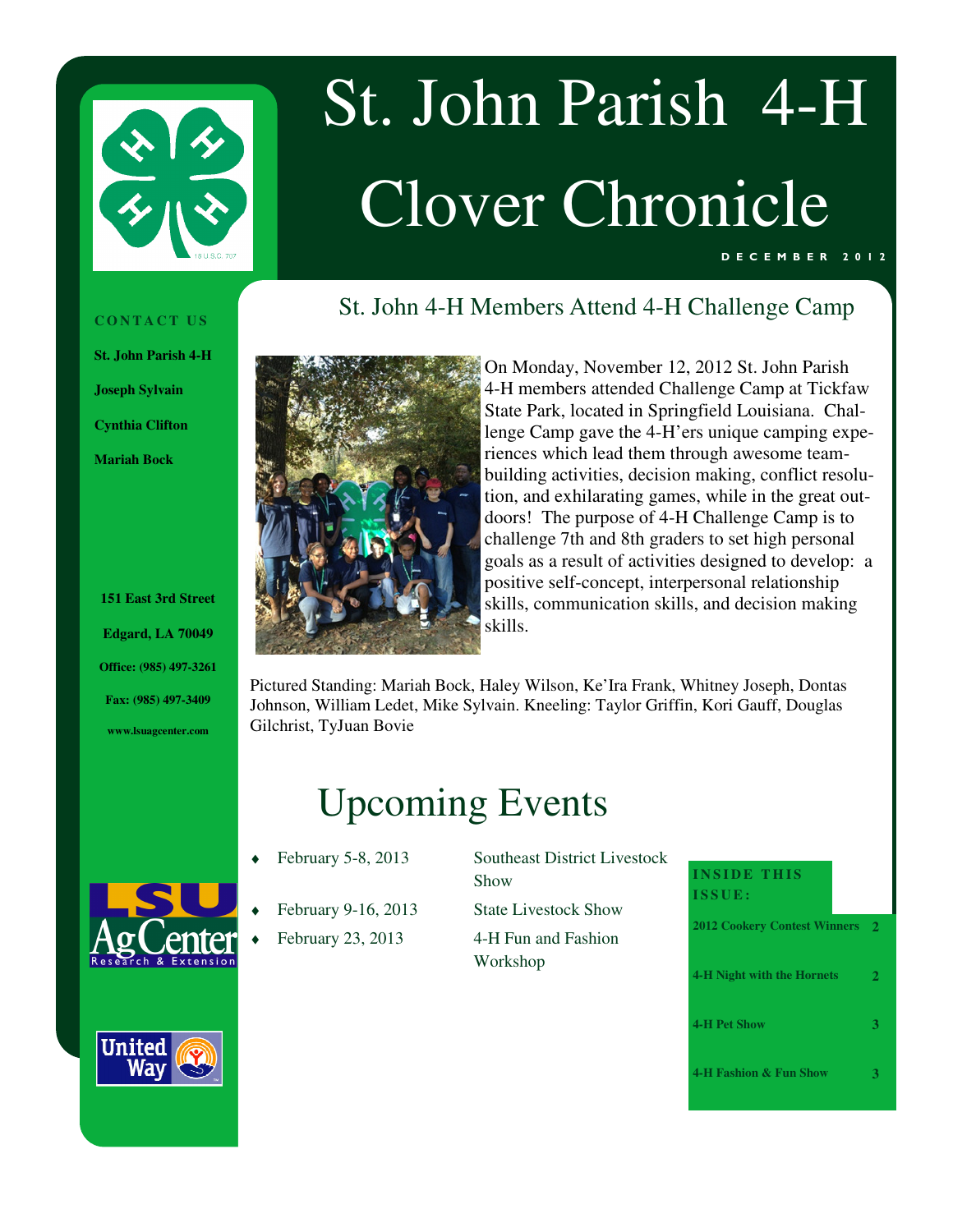# St. John Parish 4-H Clover Chronicle

DECEMBER 2012

## St. John 4-H Members Attend 4-H Challenge Camp

On Monday, November 12, 2012 St. John Parish 4-H members attended Challenge Camp at Tickfaw State Park, located in Springfield Louisiana. Challenge Camp gave the 4-H'ers unique camping experiences which lead them through awesome team-building activities, decision making, conflict resolution, and exhilarating games, while in the great outdoors! The purpose of 4-H Challenge Camp is to challenge 7th and 8th graders to set high personal goals as a result of activities designed to develop: a positive self-concept, interpersonal relationship skills, communication skills, and decision making skills.

Pictured Standing: Mariah Bock, Haley Wilson, Ke'Ira Frank, Whitney Joseph, Dontas Johnson, William Ledet, Mike Sylvain. Kneeling: Taylor Griffin, Kori Gauff, Douglas Gilchrist, TyJuan Bovie

## Upcoming Events

- February 5-8, 2013 — Southeast District Livestock Show
- February 9-16, 2013 — State Livestock Show
- February 23, 2013 — 4-H Fun and Fashion Workshop

### CONTACT US

**St. John Parish 4-H**

**Joseph Sylvain**

**Cynthia Clifton**

**Mariah Bock**

**151 East 3rd Street**

**Edgard, LA 70049**

**Office: (985) 497-3261**

**Fax: (985) 497-3409**

**www.lsuagcenter.com**

### INSIDE THIS ISSUE:

| | |
|---|---|
| 2012 Cookery Contest Winners | 2 |
| 4-H Night with the Hornets | 2 |
| 4-H Pet Show | 3 |
| 4-H Fashion & Fun Show | 3 |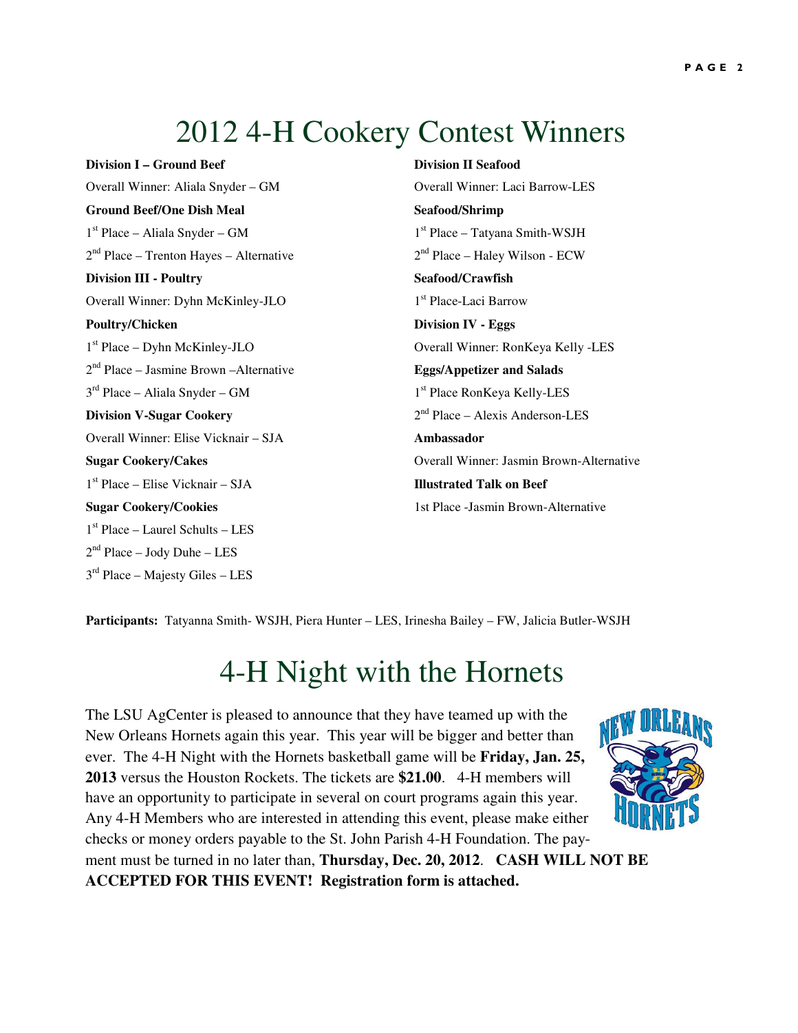# 2012 4-H Cookery Contest Winners

**Division I – Ground Beef**

Overall Winner: Aliala Snyder – GM

**Ground Beef/One Dish Meal**

1st Place – Aliala Snyder – GM

2nd Place – Trenton Hayes – Alternative

**Division III - Poultry**

Overall Winner: Dyhn McKinley-JLO

**Poultry/Chicken**

1st Place – Dyhn McKinley-JLO

2nd Place – Jasmine Brown –Alternative

3rd Place – Aliala Snyder – GM

**Division V-Sugar Cookery**

Overall Winner: Elise Vicknair – SJA

**Sugar Cookery/Cakes**

1st Place – Elise Vicknair – SJA

**Sugar Cookery/Cookies**

1st Place – Laurel Schults – LES

2nd Place – Jody Duhe – LES

3rd Place – Majesty Giles – LES

**Division II Seafood**

Overall Winner: Laci Barrow-LES

**Seafood/Shrimp**

1st Place – Tatyana Smith-WSJH

2nd Place – Haley Wilson - ECW

**Seafood/Crawfish**

1st Place-Laci Barrow

**Division IV - Eggs**

Overall Winner: RonKeya Kelly -LES

**Eggs/Appetizer and Salads**

1st Place RonKeya Kelly-LES

2nd Place – Alexis Anderson-LES

**Ambassador**

Overall Winner: Jasmin Brown-Alternative

**Illustrated Talk on Beef**

1st Place -Jasmin Brown-Alternative

**Participants:** Tatyanna Smith- WSJH, Piera Hunter – LES, Irinesha Bailey – FW, Jalicia Butler-WSJH

# 4-H Night with the Hornets

The LSU AgCenter is pleased to announce that they have teamed up with the New Orleans Hornets again this year. This year will be bigger and better than ever. The 4-H Night with the Hornets basketball game will be **Friday, Jan. 25, 2013** versus the Houston Rockets. The tickets are **$21.00**. 4-H members will have an opportunity to participate in several on court programs again this year. Any 4-H Members who are interested in attending this event, please make either checks or money orders payable to the St. John Parish 4-H Foundation. The payment must be turned in no later than, **Thursday, Dec. 20, 2012**. **CASH WILL NOT BE ACCEPTED FOR THIS EVENT! Registration form is attached.**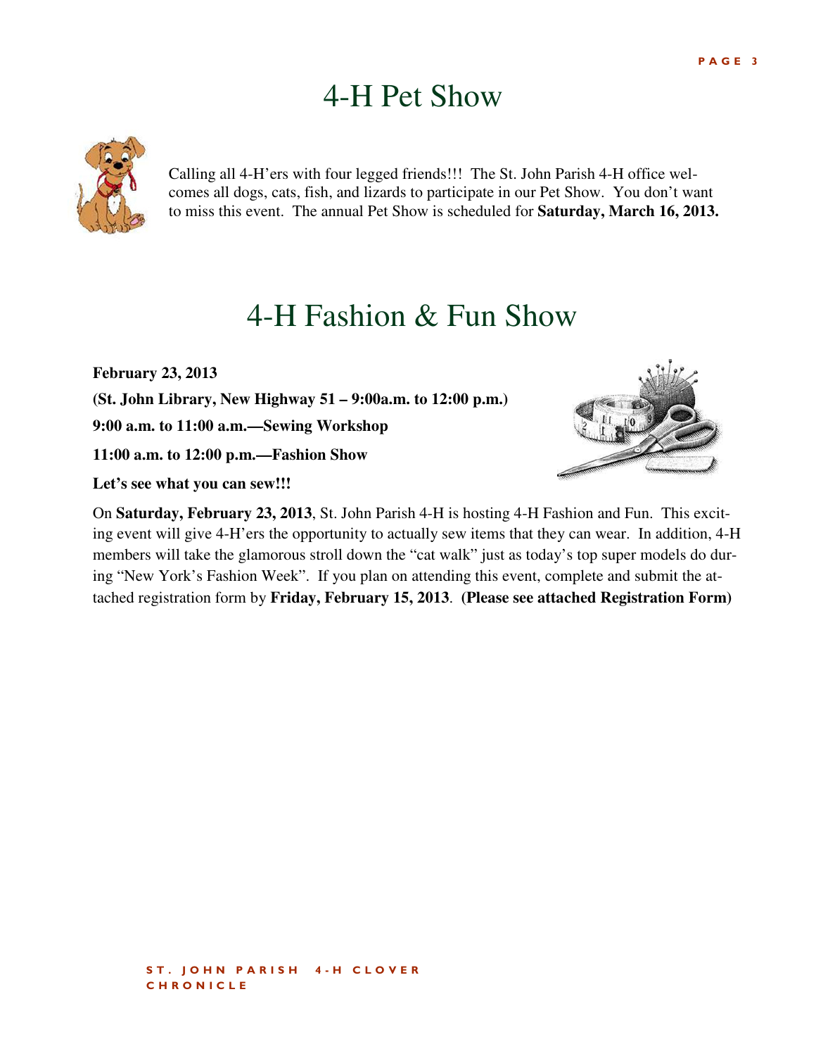# 4-H Pet Show

Calling all 4-H'ers with four legged friends!!! The St. John Parish 4-H office welcomes all dogs, cats, fish, and lizards to participate in our Pet Show. You don't want to miss this event. The annual Pet Show is scheduled for **Saturday, March 16, 2013.**

# 4-H Fashion & Fun Show

**February 23, 2013**

**(St. John Library, New Highway 51 – 9:00a.m. to 12:00 p.m.)**

**9:00 a.m. to 11:00 a.m.—Sewing Workshop**

**11:00 a.m. to 12:00 p.m.—Fashion Show**

**Let's see what you can sew!!!**

On **Saturday, February 23, 2013**, St. John Parish 4-H is hosting 4-H Fashion and Fun. This exciting event will give 4-H'ers the opportunity to actually sew items that they can wear. In addition, 4-H members will take the glamorous stroll down the "cat walk" just as today's top super models do during "New York's Fashion Week". If you plan on attending this event, complete and submit the attached registration form by **Friday, February 15, 2013**. **(Please see attached Registration Form)**